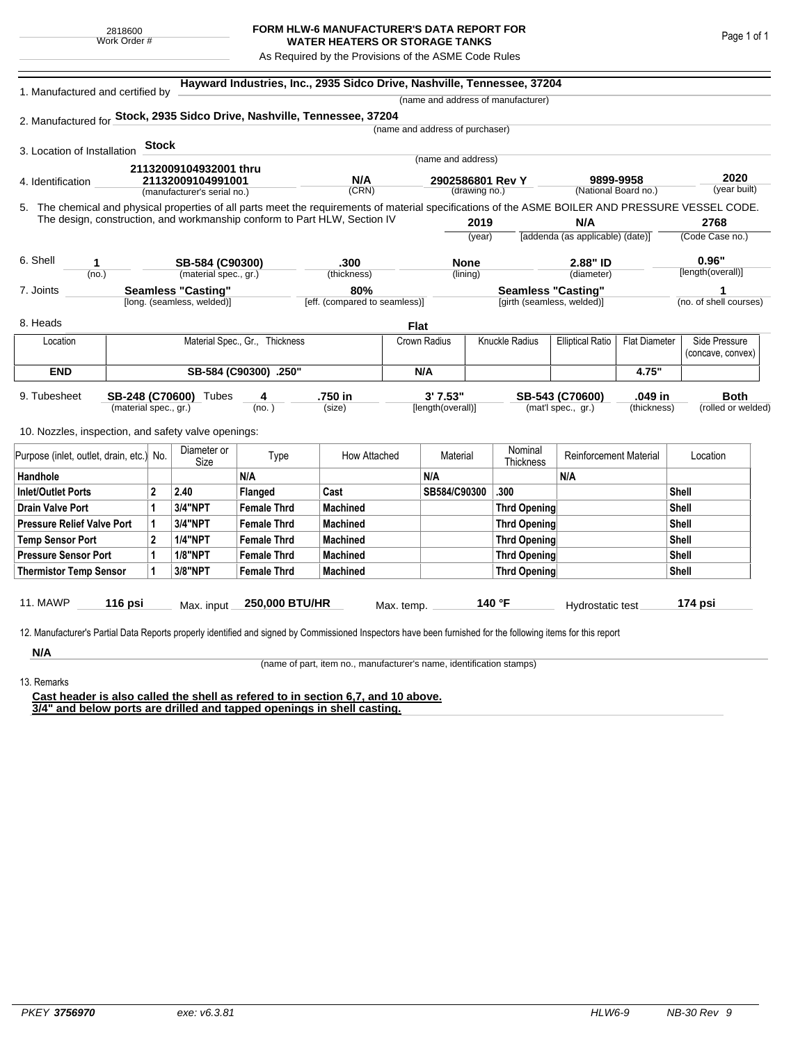2818600
Work Order #

# FORM HLW-6 MANUFACTURER'S DATA REPORT FOR WATER HEATERS OR STORAGE TANKS

As Required by the Provisions of the ASME Code Rules

1. Manufactured and certified by **Hayward Industries, Inc., 2935 Sidco Drive, Nashville, Tennessee, 37204**
(name and address of manufacturer)

2. Manufactured for **Stock, 2935 Sidco Drive, Nashville, Tennessee, 37204**
(name and address of purchaser)

3. Location of Installation **Stock**
(name and address)

4. Identification **21132009104932001 thru 21132009104991001** (manufacturer's serial no.) **N/A** (CRN) **2902586801 Rev Y** (drawing no.) **9899-9958** (National Board no.) **2020** (year built)

5. The chemical and physical properties of all parts meet the requirements of material specifications of the ASME BOILER AND PRESSURE VESSEL CODE. The design, construction, and workmanship conform to Part HLW, Section IV **2019** (year) **N/A** [addenda (as applicable) (date)] **2768** (Code Case no.)

6. Shell **1** (no.) **SB-584 (C90300)** (material spec., gr.) **.300** (thickness) **None** (lining) **2.88" ID** (diameter) **0.96"** [length(overall)]

7. Joints **Seamless "Casting"** [long. (seamless, welded)] **80%** [eff. (compared to seamless)] **Seamless "Casting"** [girth (seamless, welded)] **1** (no. of shell courses)

8. Heads **Flat**

| Location | Material Spec., Gr., Thickness | Crown Radius | Knuckle Radius | Elliptical Ratio | Flat Diameter | Side Pressure (concave, convex) |
|---|---|---|---|---|---|---|
| END | SB-584 (C90300) .250" | N/A | | | 4.75" | |

9. Tubesheet **SB-248 (C70600)** (material spec., gr.) Tubes **4** (no.) **.750 in** (size) **3' 7.53"** [length(overall)] **SB-543 (C70600)** (mat'l spec., gr.) **.049 in** (thickness) **Both** (rolled or welded)

10. Nozzles, inspection, and safety valve openings:

| Purpose (inlet, outlet, drain, etc.) | No. | Diameter or Size | Type | How Attached | Material | Nominal Thickness | Reinforcement Material | Location |
|---|---|---|---|---|---|---|---|---|
| Handhole | | | N/A | | N/A | | N/A | |
| Inlet/Outlet Ports | 2 | 2.40 | Flanged | Cast | SB584/C90300 | .300 | | Shell |
| Drain Valve Port | 1 | 3/4"NPT | Female Thrd | Machined | | Thrd Opening | | Shell |
| Pressure Relief Valve Port | 1 | 3/4"NPT | Female Thrd | Machined | | Thrd Opening | | Shell |
| Temp Sensor Port | 2 | 1/4"NPT | Female Thrd | Machined | | Thrd Opening | | Shell |
| Pressure Sensor Port | 1 | 1/8"NPT | Female Thrd | Machined | | Thrd Opening | | Shell |
| Thermistor Temp Sensor | 1 | 3/8"NPT | Female Thrd | Machined | | Thrd Opening | | Shell |

11. MAWP **116 psi** Max. input **250,000 BTU/HR** Max. temp. **140 °F** Hydrostatic test **174 psi**

12. Manufacturer's Partial Data Reports properly identified and signed by Commissioned Inspectors have been furnished for the following items for this report

**N/A**
(name of part, item no., manufacturer's name, identification stamps)

13. Remarks

**Cast header is also called the shell as refered to in section 6,7, and 10 above.**
**3/4" and below ports are drilled and tapped openings in shell casting.**

PKEY 3756970 exe: v6.3.81 HLW6-9 NB-30 Rev 9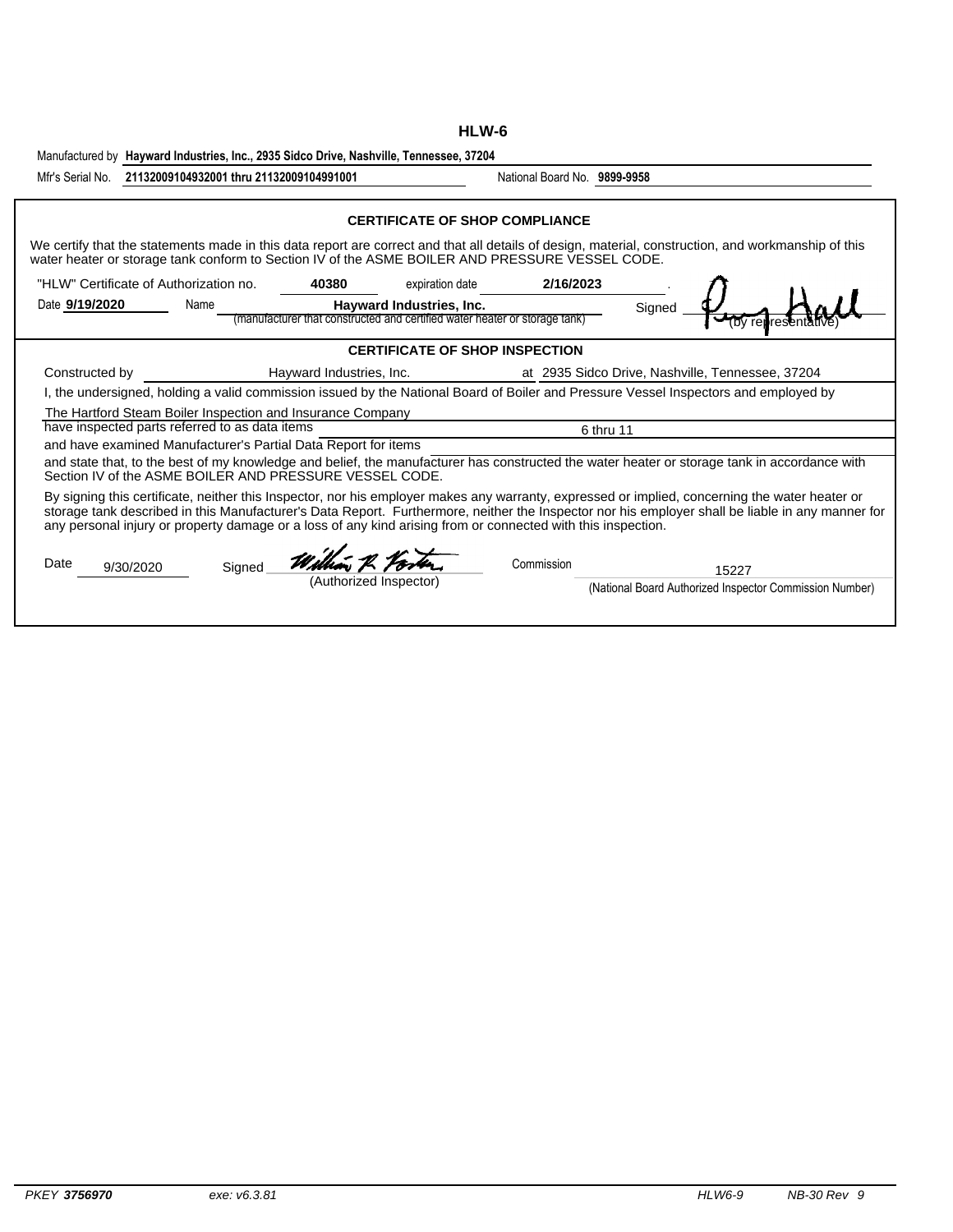# HLW-6

Manufactured by **Hayward Industries, Inc., 2935 Sidco Drive, Nashville, Tennessee, 37204**

Mfr's Serial No. **21132009104932001 thru 21132009104991001** National Board No. **9899-9958**

## CERTIFICATE OF SHOP COMPLIANCE

We certify that the statements made in this data report are correct and that all details of design, material, construction, and workmanship of this water heater or storage tank conform to Section IV of the ASME BOILER AND PRESSURE VESSEL CODE.

"HLW" Certificate of Authorization no. **40380** expiration date **2/16/2023**.

Date **9/19/2020** Name **Hayward Industries, Inc.** (manufacturer that constructed and certified water heater or storage tank) Signed Perry Hall (by representative)

## CERTIFICATE OF SHOP INSPECTION

Constructed by Hayward Industries, Inc. at 2935 Sidco Drive, Nashville, Tennessee, 37204

I, the undersigned, holding a valid commission issued by the National Board of Boiler and Pressure Vessel Inspectors and employed by The Hartford Steam Boiler Inspection and Insurance Company have inspected parts referred to as data items 6 thru 11 and have examined Manufacturer's Partial Data Report for items

and state that, to the best of my knowledge and belief, the manufacturer has constructed the water heater or storage tank in accordance with Section IV of the ASME BOILER AND PRESSURE VESSEL CODE.

By signing this certificate, neither this Inspector, nor his employer makes any warranty, expressed or implied, concerning the water heater or storage tank described in this Manufacturer's Data Report. Furthermore, neither the Inspector nor his employer shall be liable in any manner for any personal injury or property damage or a loss of any kind arising from or connected with this inspection.

Date 9/30/2020 Signed William R. Foster (Authorized Inspector) Commission 15227 (National Board Authorized Inspector Commission Number)